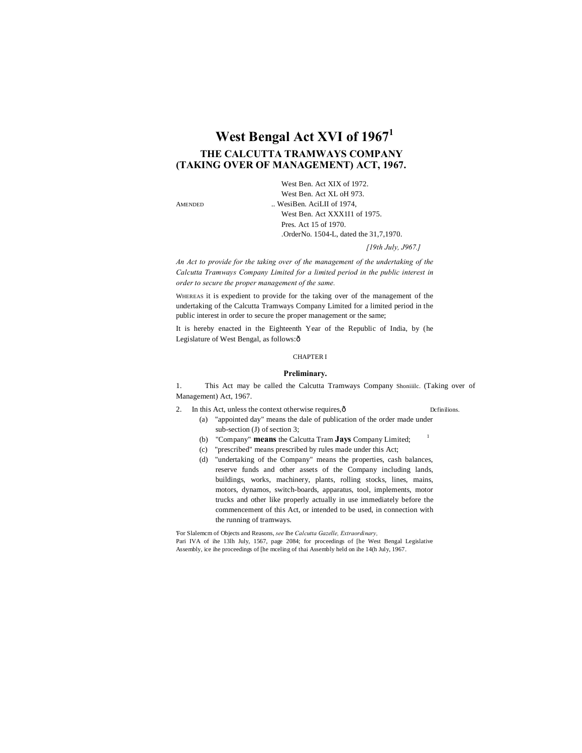# West Bengal Act XVI of 1967[1]

## THE CALCUTTA TRAMWAYS COMPANY (TAKING OVER OF MANAGEMENT) ACT, 1967.

AMENDED .. West Ben. Act XIX of 1972.
West Ben. Act XL oH 973.
WesiBen. AciLII of 1974,
West Ben. Act XXX1I1 of 1975.
Pres. Act 15 of 1970.
.OrderNo. 1504-L, dated the 31,7,1970.

*[19th July, J967.]*

*An Act to provide for the taking over of the management of the undertaking of the Calcutta Tramways Company Limited for a limited period in the public interest in order to secure the proper management of the same.*

WHEREAS it is expedient to provide for the taking over of the management of the undertaking of the Calcutta Tramways Company Limited for a limited period in the public interest in order to secure the proper management or the same;

It is hereby enacted in the Eighteenth Year of the Republic of India, by (he Legislature of West Bengal, as follows:ô

CHAPTER I

**Preliminary.**

Shoniiilc.

1. This Act may be called the Calcutta Tramways Company (Taking over of Management) Act, 1967.

Dcfinilions.

2. In this Act, unless the context otherwise requires,ô
   (a) "appointed day" means the dale of publication of the order made under sub-section (J) of section 3;
   (b) "Company" **means** the Calcutta Tram **Jays** Company Limited;
   (c) "prescribed" means prescribed by rules made under this Act;
   (d) "undertaking of the Company" means the properties, cash balances, reserve funds and other assets of the Company including lands, buildings, works, machinery, plants, rolling stocks, lines, mains, motors, dynamos, switch-boards, apparatus, tool, implements, motor trucks and other like properly actually in use immediately before the commencement of this Act, or intended to be used, in connection with the running of tramways.

'For Slalemcm of Objects and Reasons, *see* Ihe *Calcutta Gazelle, Extraordinary,* Pari IVA of ihe 13lh July, 1567, page 2084; for proceedings of [he West Bengal Legislative Assembly, ice ihe proceedings of [he mceling of thai Assembly held on ihe 14(h July, 1967.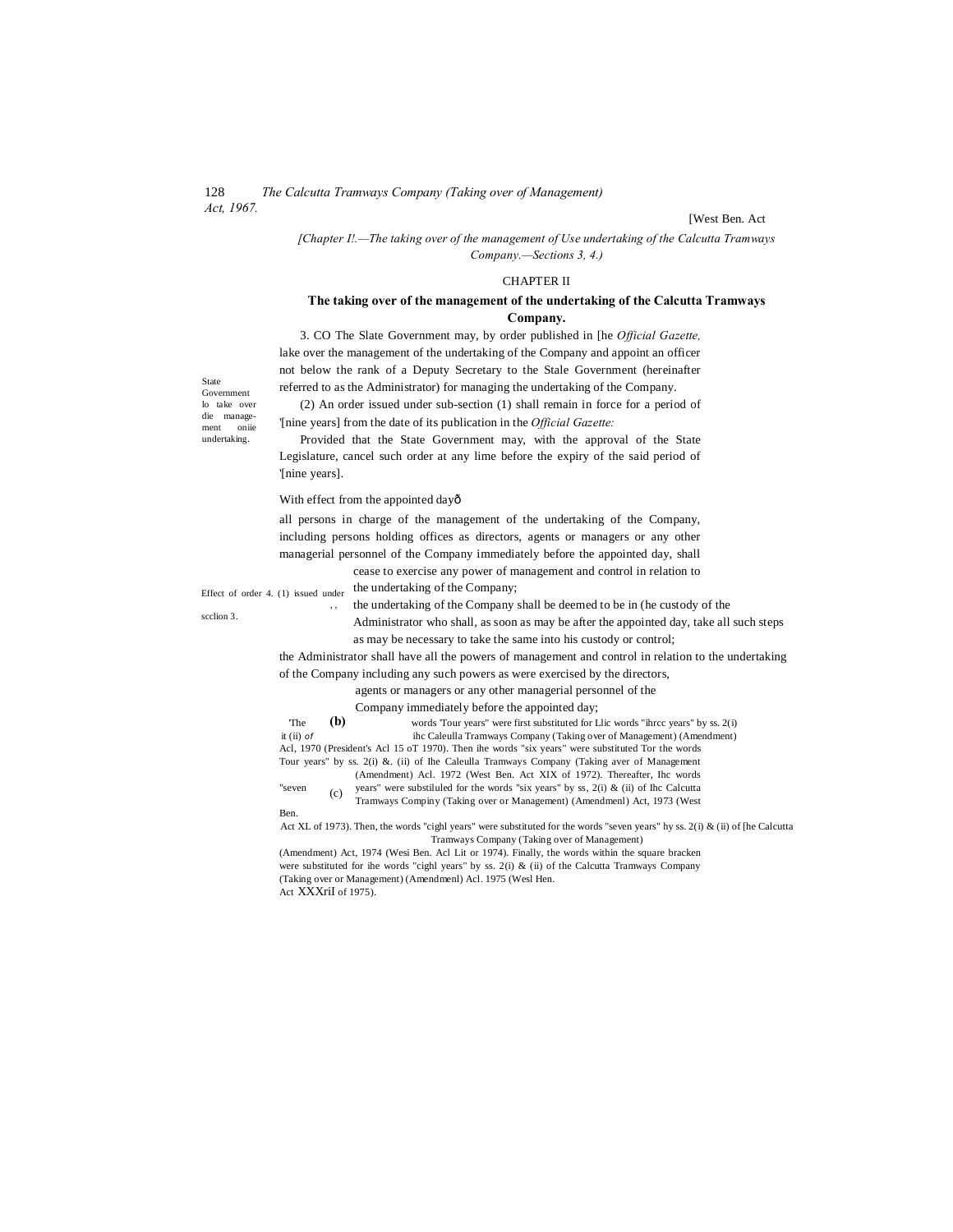[West Ben. Act

*[Chapter I!.—The taking over of the management of Use undertaking of the Calcutta Tramways Company.—Sections 3, 4.)*

## CHAPTER II

### The taking over of the management of the undertaking of the Calcutta Tramways Company.

State Government lo take over die management oniie undertaking.

3. CO The Slate Government may, by order published in [he *Official Gazette,* lake over the management of the undertaking of the Company and appoint an officer not below the rank of a Deputy Secretary to the Stale Government (hereinafter referred to as the Administrator) for managing the undertaking of the Company.

(2) An order issued under sub-section (1) shall remain in force for a period of '[nine years] from the date of its publication in the *Official Gazette:*

Provided that the State Government may, with the approval of the State Legislature, cancel such order at any lime before the expiry of the said period of '[nine years].

Effect of order issued under scclion 3.

4. (1) With effect from the appointed dayð

all persons in charge of the management of the undertaking of the Company, including persons holding offices as directors, agents or managers or any other managerial personnel of the Company immediately before the appointed day, shall cease to exercise any power of management and control in relation to the undertaking of the Company;

(b) the undertaking of the Company shall be deemed to be in (he custody of the Administrator who shall, as soon as may be after the appointed day, take all such steps as may be necessary to take the same into his custody or control;

(c) the Administrator shall have all the powers of management and control in relation to the undertaking of the Company including any such powers as were exercised by the directors, agents or managers or any other managerial personnel of the Company immediately before the appointed day;

'The words 'Tour years" were first substituted for Llic words "ihrcc years" by ss. 2(i) it (ii) *of* ihc Caleulla Tramways Company (Taking over of Management) (Amendment) Acl, 1970 (President's Acl 15 oT 1970). Then ihe words "six years" were substituted Tor the words Tour years" by ss. 2(i) &. (ii) of Ihe Caleulla Tramways Company (Taking aver of Management (Amendment) Acl. 1972 (West Ben. Act XIX of 1972). Thereafter, Ihc words "seven years" were substiluled for the words "six years" by ss, 2(i) & (ii) of Ihc Calcutta Tramways Compiny (Taking over or Management) (Amendmenl) Act, 1973 (West Ben. Act XL of 1973). Then, the words "cighl years" were substituted for the words "seven years" hy ss. 2(i) & (ii) of [he Calcutta Tramways Company (Taking over of Management) (Amendment) Act, 1974 (Wesi Ben. Acl Lit or 1974). Finally, the words within the square bracken were substituted for ihe words "cighl years" by ss. 2(i) & (ii) of the Calcutta Tramways Company (Taking over or Management) (Amendmenl) Acl. 1975 (Wesl Hen. Act XXXriI of 1975).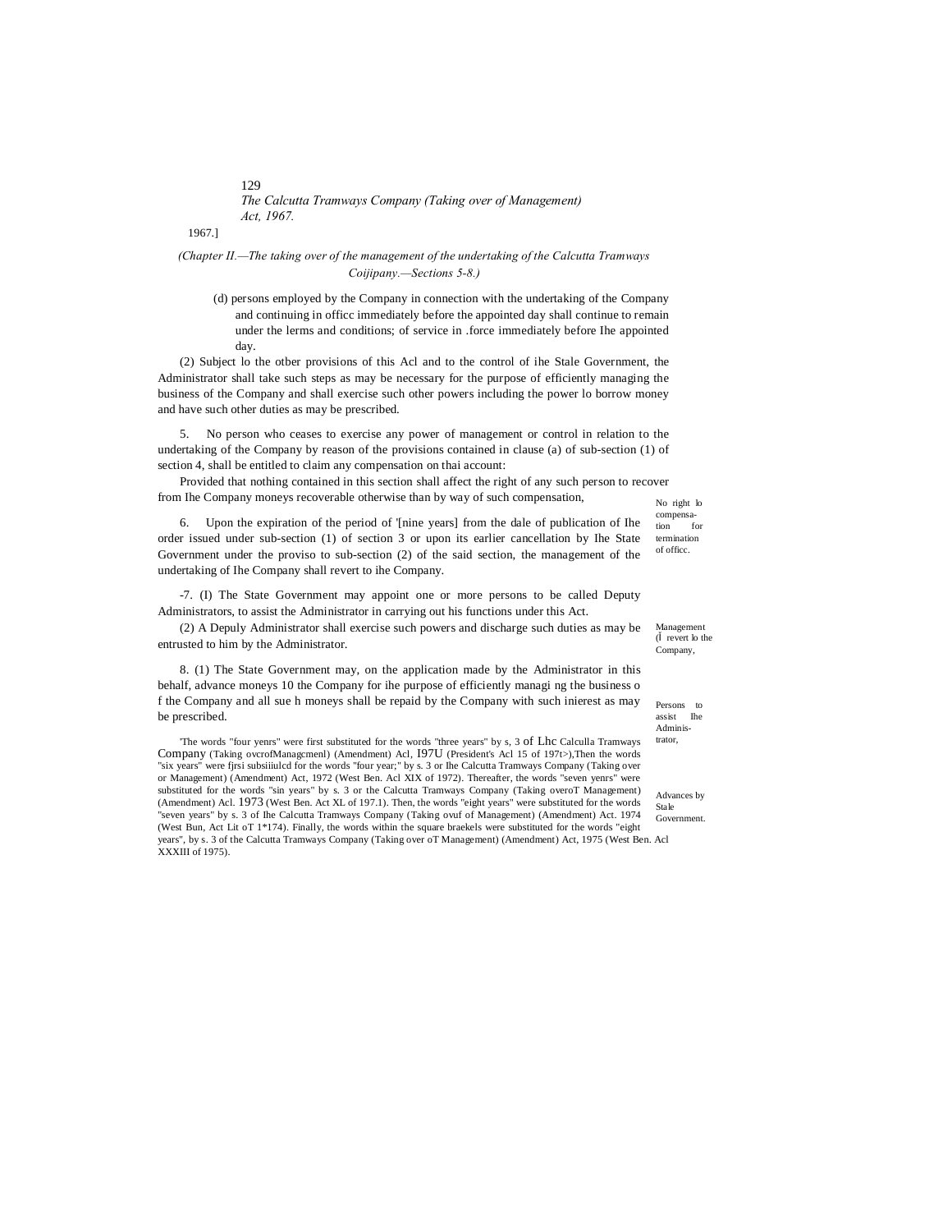*(Chapter II.—The taking over of the management of the undertaking of the Calcutta Tramways Coijipany.—Sections 5-8.)*

(d) persons employed by the Company in connection with the undertaking of the Company and continuing in officc immediately before the appointed day shall continue to remain under the lerms and conditions; of service in .force immediately before Ihe appointed day.

(2) Subject lo the otber provisions of this Acl and to the control of ihe Stale Government, the Administrator shall take such steps as may be necessary for the purpose of efficiently managing the business of the Company and shall exercise such other powers including the power lo borrow money and have such other duties as may be prescribed.

No right lo compensation for termination of officc.

5. No person who ceases to exercise any power of management or control in relation to the undertaking of the Company by reason of the provisions contained in clause (a) of sub-section (1) of section 4, shall be entitled to claim any compensation on thai account:

Provided that nothing contained in this section shall affect the right of any such person to recover from Ihe Company moneys recoverable otherwise than by way of such compensation,

Management (Ï revert lo the Company,

6. Upon the expiration of the period of '[nine years] from the dale of publication of Ihe order issued under sub-section (1) of section 3 or upon its earlier cancellation by Ihe State Government under the proviso to sub-section (2) of the said section, the management of the undertaking of Ihe Company shall revert to ihe Company.

Persons to assist Ihe Administrator,

-7. (I) The State Government may appoint one or more persons to be called Deputy Administrators, to assist the Administrator in carrying out his functions under this Act.

(2) A Depuly Administrator shall exercise such powers and discharge such duties as may be entrusted to him by the Administrator.

Advances by Stale Government.

8. (1) The State Government may, on the application made by the Administrator in this behalf, advance moneys 10 the Company for ihe purpose of efficiently managi ng the business o f the Company and all sue h moneys shall be repaid by the Company with such inierest as may be prescribed.

'The words "four yenrs" were first substituted for the words "three years" by s, 3 of Lhc Calculla Tramways Company (Taking ovcrofManagcmenl) (Amendment) Acl, I97U (President's Acl 15 of 197t>),Then the words "six years" were fjrsi subsiiiulcd for the words "four year;" by s. 3 or Ihe Calcutta Tramways Company (Taking over or Management) (Amendment) Act, 1972 (West Ben. Acl XIX of 1972). Thereafter, the words "seven yenrs" were substituted for the words "sin years" by s. 3 or the Calcutta Tramways Company (Taking overoT Management) (Amendment) Acl. 1973 (West Ben. Act XL of 197.1). Then, the words "eight years" were substituted for the words "seven years" by s. 3 of Ihe Calcutta Tramways Company (Taking ovuf of Management) (Amendment) Act. 1974 (West Bun, Act Lit oT 1*174). Finally, the words within the square braekels were substituted for the words "eight years", by s. 3 of the Calcutta Tramways Company (Taking over oT Management) (Amendment) Act, 1975 (West Ben. Acl XXXIII of 1975).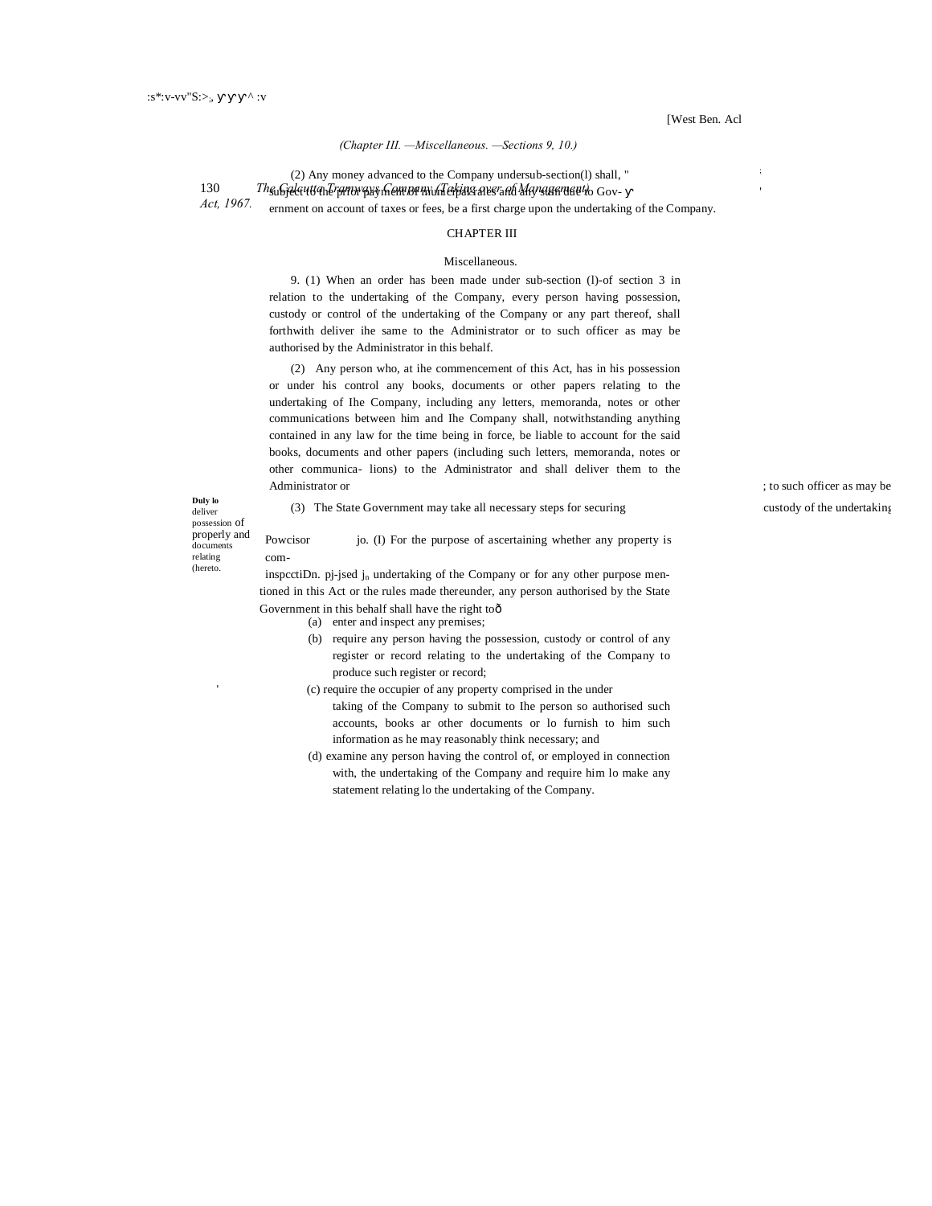(Chapter III. —Miscellaneous. —Sections 9, 10.)

(2) Any money advanced to the Company undersub-section(l) shall, " subject to the prior payment of municipal rates and any sum due to Government on account of taxes or fees, be a first charge upon the undertaking of the Company.

## CHAPTER III

### Miscellaneous.

Duly lo deliver possession of properly and documents relating (hereto.

9. (1) When an order has been made under sub-section (l)-of section 3 in relation to the undertaking of the Company, every person having possession, custody or control of the undertaking of the Company or any part thereof, shall forthwith deliver ihe same to the Administrator or to such officer as may be authorised by the Administrator in this behalf.

(2) Any person who, at ihe commencement of this Act, has in his possession or under his control any books, documents or other papers relating to the undertaking of Ihe Company, including any letters, memoranda, notes or other communications between him and Ihe Company shall, notwithstanding anything contained in any law for the time being in force, be liable to account for the said books, documents and other papers (including such letters, memoranda, notes or other communica- lions) to the Administrator and shall deliver them to the Administrator or ; to such officer as may be

(3) The State Government may take all necessary steps for securing custody of the undertaking

Powcisor inspcctiDn.

jo. (I) For the purpose of ascertaining whether any property is com-pj-jsed $j_n$ undertaking of the Company or for any other purpose men-tioned in this Act or the rules made thereunder, any person authorised by the State Government in this behalf shall have the right to—

(a) enter and inspect any premises;

(b) require any person having the possession, custody or control of any register or record relating to the undertaking of the Company to produce such register or record;

(c) require the occupier of any property comprised in the under taking of the Company to submit to Ihe person so authorised such accounts, books ar other documents or lo furnish to him such information as he may reasonably think necessary; and

(d) examine any person having the control of, or employed in connection with, the undertaking of the Company and require him lo make any statement relating lo the undertaking of the Company.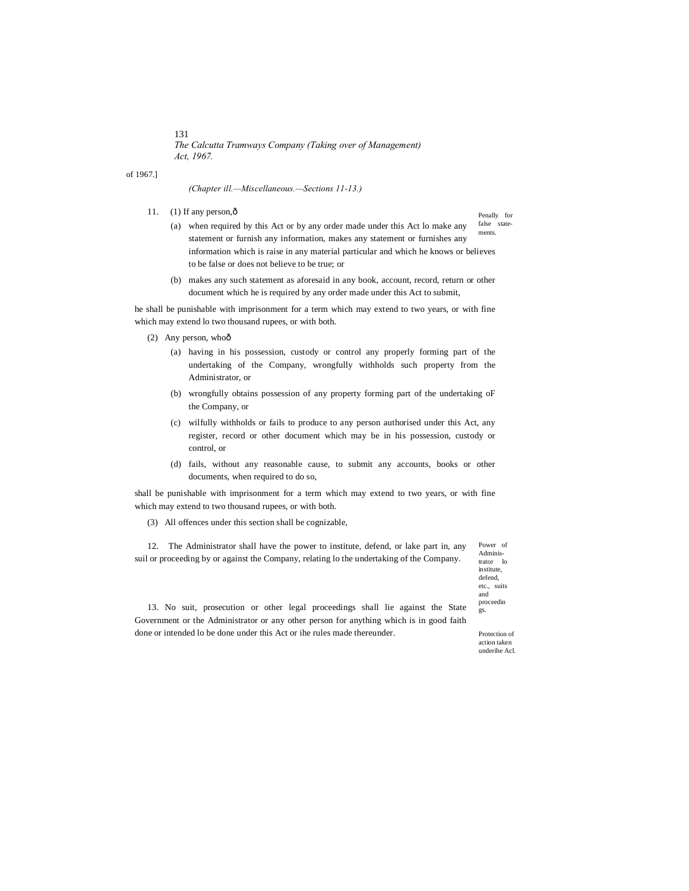*(Chapter ill.—Miscellaneous.—Sections 11-13.)*

Penally for false statements.

11. (1) If any person,ð

(a) when required by this Act or by any order made under this Act lo make any statement or furnish any information, makes any statement or furnishes any information which is raise in any material particular and which he knows or believes to be false or does not believe to be true; or

(b) makes any such statement as aforesaid in any book, account, record, return or other document which he is required by any order made under this Act to submit,

he shall be punishable with imprisonment for a term which may extend to two years, or with fine which may extend lo two thousand rupees, or with both.

(2) Any person, whoð

(a) having in his possession, custody or control any properly forming part of the undertaking of the Company, wrongfully withholds such property from the Administrator, or

(b) wrongfully obtains possession of any property forming part of the undertaking oF the Company, or

(c) wilfully withholds or fails to produce to any person authorised under this Act, any register, record or other document which may be in his possession, custody or control, or

(d) fails, without any reasonable cause, to submit any accounts, books or other documents, when required to do so,

shall be punishable with imprisonment for a term which may extend to two years, or with fine which may extend to two thousand rupees, or with both.

(3) All offences under this section shall be cognizable,

Power of Administrator lo institute, defend, etc., suits and proceedings.

12. The Administrator shall have the power to institute, defend, or lake part in, any suil or proceeding by or against the Company, relating lo the undertaking of the Company.

Protection of action taken underihe Acl.

13. No suit, prosecution or other legal proceedings shall lie against the State Government or the Administrator or any other person for anything which is in good faith done or intended lo be done under this Act or ihe rules made thereunder.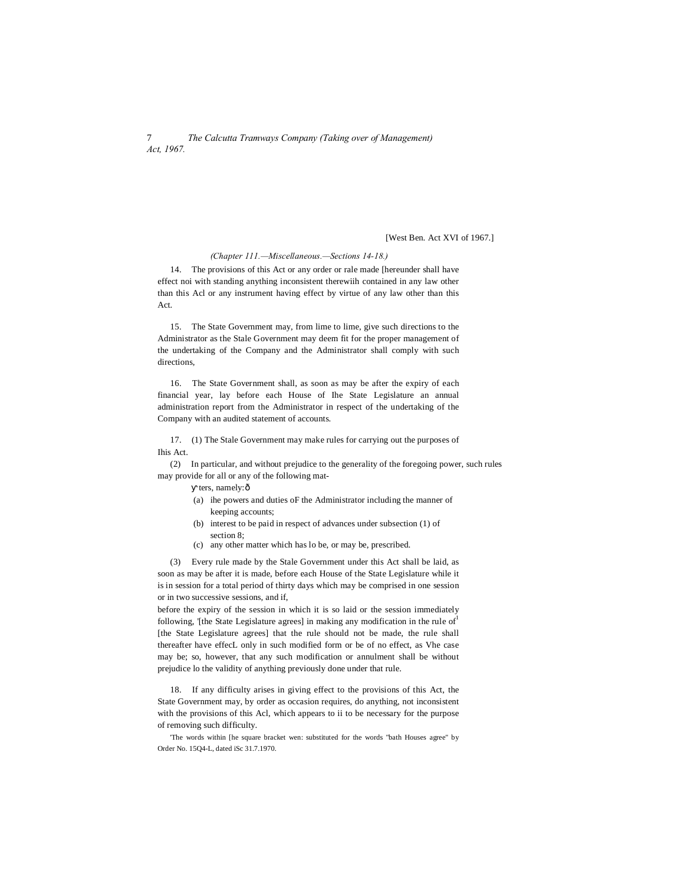[West Ben. Act XVI of 1967.]

*(Chapter 111.—Miscellaneous.—Sections 14-18.)*

14. The provisions of this Act or any order or rale made [hereunder shall have effect noi with standing anything inconsistent therewiih contained in any law other than this Acl or any instrument having effect by virtue of any law other than this Act.

15. The State Government may, from lime to lime, give such directions to the Administrator as the Stale Government may deem fit for the proper management of the undertaking of the Company and the Administrator shall comply with such directions,

16. The State Government shall, as soon as may be after the expiry of each financial year, lay before each House of Ihe State Legislature an annual administration report from the Administrator in respect of the undertaking of the Company with an audited statement of accounts.

17. (1) The Stale Government may make rules for carrying out the purposes of Ihis Act.

(2) In particular, and without prejudice to the generality of the foregoing power, such rules may provide for all or any of the following mat-ters, namely:—

(a) ihe powers and duties oF the Administrator including the manner of keeping accounts;

(b) interest to be paid in respect of advances under subsection (1) of section 8;

(c) any other matter which has lo be, or may be, prescribed.

(3) Every rule made by the Stale Government under this Act shall be laid, as soon as may be after it is made, before each House of the State Legislature while it is in session for a total period of thirty days which may be comprised in one session or in two successive sessions, and if, before the expiry of the session in which it is so laid or the session immediately following, [1][the State Legislature agrees] in making any modification in the rule of[1] [the State Legislature agrees] that the rule should not be made, the rule shall thereafter have effecL only in such modified form or be of no effect, as Vhe case may be; so, however, that any such modification or annulment shall be without prejudice lo the validity of anything previously done under that rule.

18. If any difficulty arises in giving effect to the provisions of this Act, the State Government may, by order as occasion requires, do anything, not inconsistent with the provisions of this Acl, which appears to ii to be necessary for the purpose of removing such difficulty.

[1]The words within [he square bracket wen: substituted for the words "bath Houses agree" by Order No. 15Q4-L, dated iSc 31.7.1970.